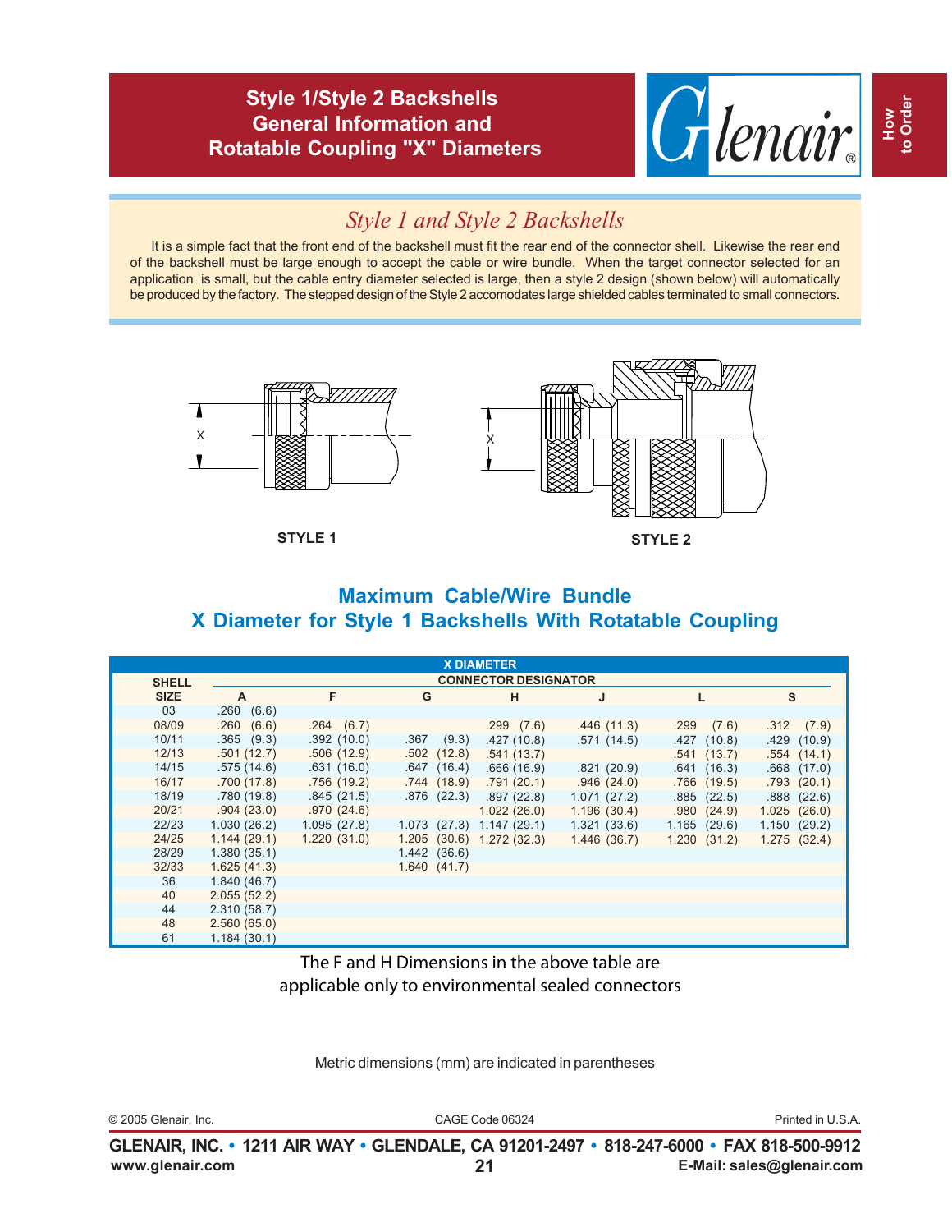# Style 1/Style 2 Backshells General Information and Rotatable Coupling "X" Diameters

## Style 1 and Style 2 Backshells

It is a simple fact that the front end of the backshell must fit the rear end of the connector shell. Likewise the rear end of the backshell must be large enough to accept the cable or wire bundle. When the target connector selected for an application is small, but the cable entry diameter selected is large, then a style 2 design (shown below) will automatically be produced by the factory. The stepped design of the Style 2 accomodates large shielded cables terminated to small connectors.

STYLE 1

STYLE 2

## Maximum Cable/Wire Bundle X Diameter for Style 1 Backshells With Rotatable Coupling

| SHELL SIZE | X DIAMETER — CONNECTOR DESIGNATOR A | F | G | H | J | L | S |
|---|---|---|---|---|---|---|---|
| 03 | .260 (6.6) | | | | | | |
| 08/09 | .260 (6.6) | .264 (6.7) | | .299 (7.6) | .446 (11.3) | .299 (7.6) | .312 (7.9) |
| 10/11 | .365 (9.3) | .392 (10.0) | .367 (9.3) | .427 (10.8) | .571 (14.5) | .427 (10.8) | .429 (10.9) |
| 12/13 | .501 (12.7) | .506 (12.9) | .502 (12.8) | .541 (13.7) | | .541 (13.7) | .554 (14.1) |
| 14/15 | .575 (14.6) | .631 (16.0) | .647 (16.4) | .666 (16.9) | .821 (20.9) | .641 (16.3) | .668 (17.0) |
| 16/17 | .700 (17.8) | .756 (19.2) | .744 (18.9) | .791 (20.1) | .946 (24.0) | .766 (19.5) | .793 (20.1) |
| 18/19 | .780 (19.8) | .845 (21.5) | .876 (22.3) | .897 (22.8) | 1.071 (27.2) | .885 (22.5) | .888 (22.6) |
| 20/21 | .904 (23.0) | .970 (24.6) | | 1.022 (26.0) | 1.196 (30.4) | .980 (24.9) | 1.025 (26.0) |
| 22/23 | 1.030 (26.2) | 1.095 (27.8) | 1.073 (27.3) | 1.147 (29.1) | 1.321 (33.6) | 1.165 (29.6) | 1.150 (29.2) |
| 24/25 | 1.144 (29.1) | 1.220 (31.0) | 1.205 (30.6) | 1.272 (32.3) | 1.446 (36.7) | 1.230 (31.2) | 1.275 (32.4) |
| 28/29 | 1.380 (35.1) | | 1.442 (36.6) | | | | |
| 32/33 | 1.625 (41.3) | | 1.640 (41.7) | | | | |
| 36 | 1.840 (46.7) | | | | | | |
| 40 | 2.055 (52.2) | | | | | | |
| 44 | 2.310 (58.7) | | | | | | |
| 48 | 2.560 (65.0) | | | | | | |
| 61 | 1.184 (30.1) | | | | | | |

The F and H Dimensions in the above table are applicable only to environmental sealed connectors

Metric dimensions (mm) are indicated in parentheses

© 2005 Glenair, Inc. CAGE Code 06324 Printed in U.S.A.

GLENAIR, INC. • 1211 AIR WAY • GLENDALE, CA 91201-2497 • 818-247-6000 • FAX 818-500-9912
www.glenair.com E-Mail: sales@glenair.com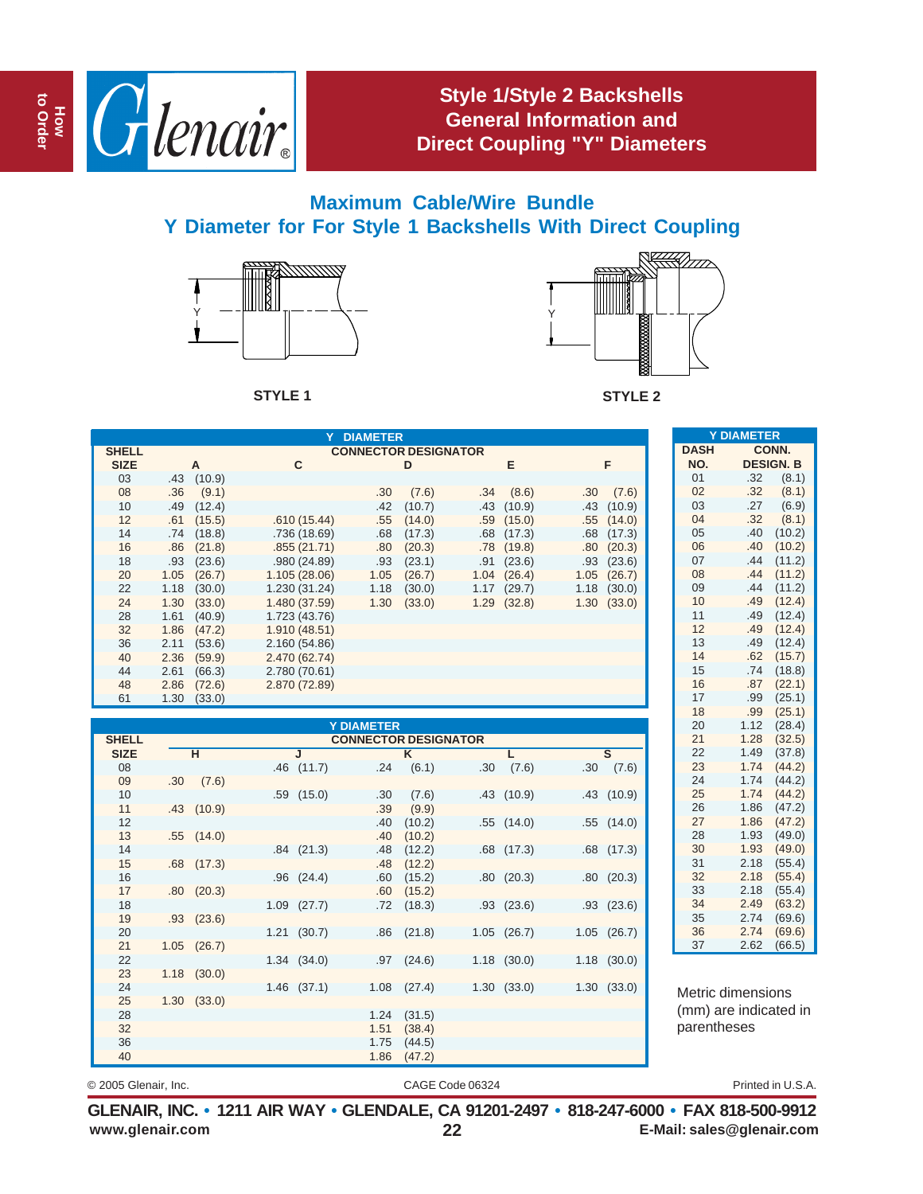# Style 1/Style 2 Backshells General Information and Direct Coupling "Y" Diameters

## Maximum Cable/Wire Bundle Y Diameter for For Style 1 Backshells With Direct Coupling

Y

STYLE 1

Y

STYLE 2

| SHELL SIZE | Y DIAMETER CONNECTOR DESIGNATOR A | C | D | E | F |
|---|---|---|---|---|---|
| 03 | .43 (10.9) | | | | |
| 08 | .36 (9.1) | | .30 (7.6) | .34 (8.6) | .30 (7.6) |
| 10 | .49 (12.4) | | .42 (10.7) | .43 (10.9) | .43 (10.9) |
| 12 | .61 (15.5) | .610 (15.44) | .55 (14.0) | .59 (15.0) | .55 (14.0) |
| 14 | .74 (18.8) | .736 (18.69) | .68 (17.3) | .68 (17.3) | .68 (17.3) |
| 16 | .86 (21.8) | .855 (21.71) | .80 (20.3) | .78 (19.8) | .80 (20.3) |
| 18 | .93 (23.6) | .980 (24.89) | .93 (23.1) | .91 (23.6) | .93 (23.6) |
| 20 | 1.05 (26.7) | 1.105 (28.06) | 1.05 (26.7) | 1.04 (26.4) | 1.05 (26.7) |
| 22 | 1.18 (30.0) | 1.230 (31.24) | 1.18 (30.0) | 1.17 (29.7) | 1.18 (30.0) |
| 24 | 1.30 (33.0) | 1.480 (37.59) | 1.30 (33.0) | 1.29 (32.8) | 1.30 (33.0) |
| 28 | 1.61 (40.9) | 1.723 (43.76) | | | |
| 32 | 1.86 (47.2) | 1.910 (48.51) | | | |
| 36 | 2.11 (53.6) | 2.160 (54.86) | | | |
| 40 | 2.36 (59.9) | 2.470 (62.74) | | | |
| 44 | 2.61 (66.3) | 2.780 (70.61) | | | |
| 48 | 2.86 (72.6) | 2.870 (72.89) | | | |
| 61 | 1.30 (33.0) | | | | |

| SHELL SIZE | Y DIAMETER CONNECTOR DESIGNATOR H | J | K | L | S |
|---|---|---|---|---|---|
| 08 | | .46 (11.7) | .24 (6.1) | .30 (7.6) | .30 (7.6) |
| 09 | .30 (7.6) | | | | |
| 10 | | .59 (15.0) | .30 (7.6) | .43 (10.9) | .43 (10.9) |
| 11 | .43 (10.9) | | .39 (9.9) | | |
| 12 | | | .40 (10.2) | .55 (14.0) | .55 (14.0) |
| 13 | .55 (14.0) | | .40 (10.2) | | |
| 14 | | .84 (21.3) | .48 (12.2) | .68 (17.3) | .68 (17.3) |
| 15 | .68 (17.3) | | .48 (12.2) | | |
| 16 | | .96 (24.4) | .60 (15.2) | .80 (20.3) | .80 (20.3) |
| 17 | .80 (20.3) | | .60 (15.2) | | |
| 18 | | 1.09 (27.7) | .72 (18.3) | .93 (23.6) | .93 (23.6) |
| 19 | .93 (23.6) | | | | |
| 20 | | 1.21 (30.7) | .86 (21.8) | 1.05 (26.7) | 1.05 (26.7) |
| 21 | 1.05 (26.7) | | | | |
| 22 | | 1.34 (34.0) | .97 (24.6) | 1.18 (30.0) | 1.18 (30.0) |
| 23 | 1.18 (30.0) | | | | |
| 24 | | 1.46 (37.1) | 1.08 (27.4) | 1.30 (33.0) | 1.30 (33.0) |
| 25 | 1.30 (33.0) | | | | |
| 28 | | | 1.24 (31.5) | | |
| 32 | | | 1.51 (38.4) | | |
| 36 | | | 1.75 (44.5) | | |
| 40 | | | 1.86 (47.2) | | |

| Y DIAMETER DASH NO. | CONN. DESIGN. B |
|---|---|
| 01 | .32 (8.1) |
| 02 | .32 (8.1) |
| 03 | .27 (6.9) |
| 04 | .32 (8.1) |
| 05 | .40 (10.2) |
| 06 | .40 (10.2) |
| 07 | .44 (11.2) |
| 08 | .44 (11.2) |
| 09 | .44 (11.2) |
| 10 | .49 (12.4) |
| 11 | .49 (12.4) |
| 12 | .49 (12.4) |
| 13 | .49 (12.4) |
| 14 | .62 (15.7) |
| 15 | .74 (18.8) |
| 16 | .87 (22.1) |
| 17 | .99 (25.1) |
| 18 | .99 (25.1) |
| 20 | 1.12 (28.4) |
| 21 | 1.28 (32.5) |
| 22 | 1.49 (37.8) |
| 23 | 1.74 (44.2) |
| 24 | 1.74 (44.2) |
| 25 | 1.74 (44.2) |
| 26 | 1.86 (47.2) |
| 27 | 1.86 (47.2) |
| 28 | 1.93 (49.0) |
| 30 | 1.93 (49.0) |
| 31 | 2.18 (55.4) |
| 32 | 2.18 (55.4) |
| 33 | 2.18 (55.4) |
| 34 | 2.49 (63.2) |
| 35 | 2.74 (69.6) |
| 36 | 2.74 (69.6) |
| 37 | 2.62 (66.5) |

Metric dimensions (mm) are indicated in parentheses

© 2005 Glenair, Inc. CAGE Code 06324 Printed in U.S.A.

**GLENAIR, INC. • 1211 AIR WAY • GLENDALE, CA 91201-2497 • 818-247-6000 • FAX 818-500-9912**
**www.glenair.com** **E-Mail: sales@glenair.com**